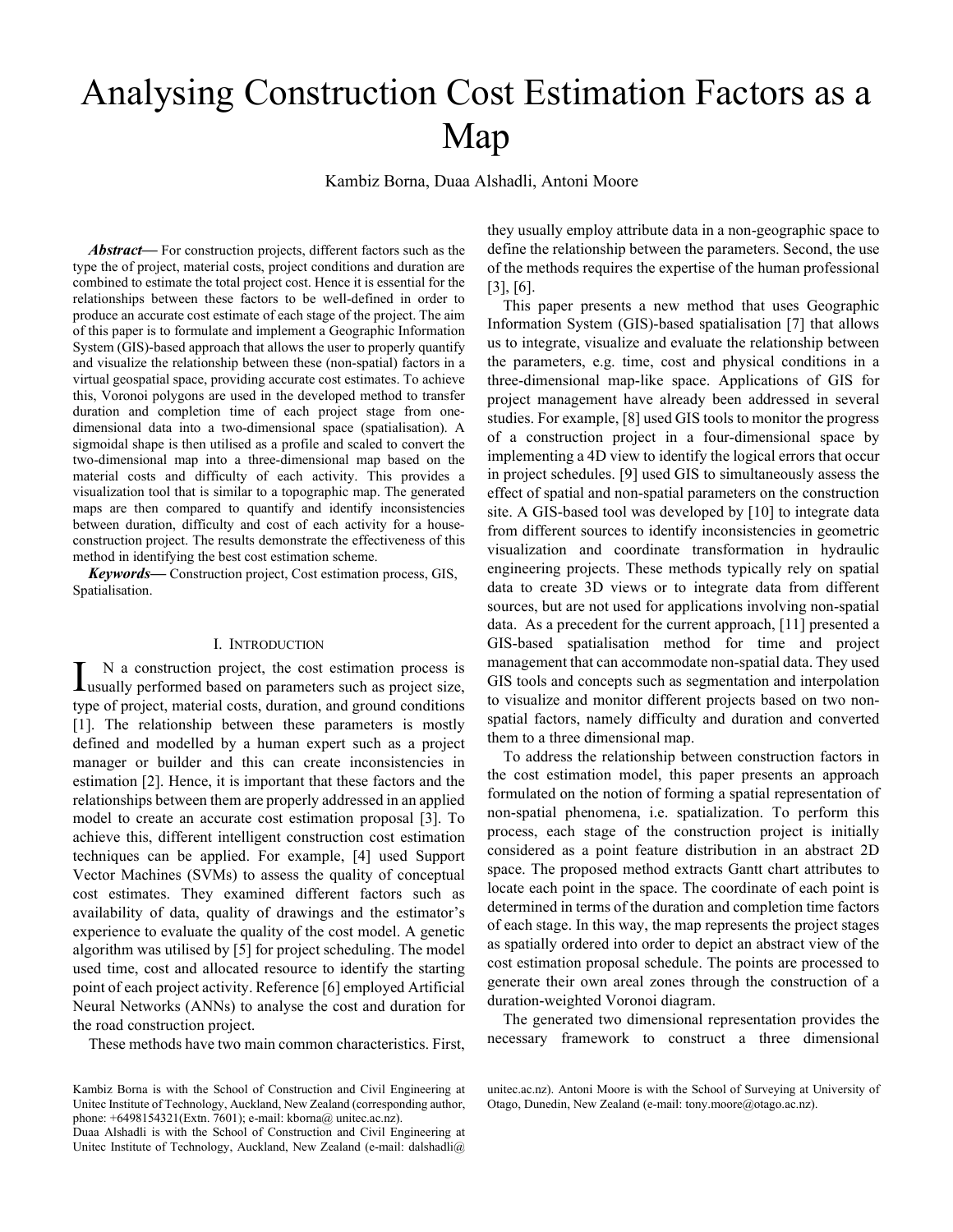# Analysing Construction Cost Estimation Factors as a Map

Kambiz Borna, Duaa Alshadli, Antoni Moore

***Abstract*****—** For construction projects, different factors such as the type the of project, material costs, project conditions and duration are combined to estimate the total project cost. Hence it is essential for the relationships between these factors to be well-defined in order to produce an accurate cost estimate of each stage of the project. The aim of this paper is to formulate and implement a Geographic Information System (GIS)-based approach that allows the user to properly quantify and visualize the relationship between these (non-spatial) factors in a virtual geospatial space, providing accurate cost estimates. To achieve this, Voronoi polygons are used in the developed method to transfer duration and completion time of each project stage from one-dimensional data into a two-dimensional space (spatialisation). A sigmoidal shape is then utilised as a profile and scaled to convert the two-dimensional map into a three-dimensional map based on the material costs and difficulty of each activity. This provides a visualization tool that is similar to a topographic map. The generated maps are then compared to quantify and identify inconsistencies between duration, difficulty and cost of each activity for a house-construction project. The results demonstrate the effectiveness of this method in identifying the best cost estimation scheme.

***Keywords*****—** Construction project, Cost estimation process, GIS, Spatialisation.

## I. Introduction

In a construction project, the cost estimation process is usually performed based on parameters such as project size, type of project, material costs, duration, and ground conditions [1]. The relationship between these parameters is mostly defined and modelled by a human expert such as a project manager or builder and this can create inconsistencies in estimation [2]. Hence, it is important that these factors and the relationships between them are properly addressed in an applied model to create an accurate cost estimation proposal [3]. To achieve this, different intelligent construction cost estimation techniques can be applied. For example, [4] used Support Vector Machines (SVMs) to assess the quality of conceptual cost estimates. They examined different factors such as availability of data, quality of drawings and the estimator's experience to evaluate the quality of the cost model. A genetic algorithm was utilised by [5] for project scheduling. The model used time, cost and allocated resource to identify the starting point of each project activity. Reference [6] employed Artificial Neural Networks (ANNs) to analyse the cost and duration for the road construction project.

These methods have two main common characteristics. First, they usually employ attribute data in a non-geographic space to define the relationship between the parameters. Second, the use of the methods requires the expertise of the human professional [3], [6].

This paper presents a new method that uses Geographic Information System (GIS)-based spatialisation [7] that allows us to integrate, visualize and evaluate the relationship between the parameters, e.g. time, cost and physical conditions in a three-dimensional map-like space. Applications of GIS for project management have already been addressed in several studies. For example, [8] used GIS tools to monitor the progress of a construction project in a four-dimensional space by implementing a 4D view to identify the logical errors that occur in project schedules. [9] used GIS to simultaneously assess the effect of spatial and non-spatial parameters on the construction site. A GIS-based tool was developed by [10] to integrate data from different sources to identify inconsistencies in geometric visualization and coordinate transformation in hydraulic engineering projects. These methods typically rely on spatial data to create 3D views or to integrate data from different sources, but are not used for applications involving non-spatial data. As a precedent for the current approach, [11] presented a GIS-based spatialisation method for time and project management that can accommodate non-spatial data. They used GIS tools and concepts such as segmentation and interpolation to visualize and monitor different projects based on two non-spatial factors, namely difficulty and duration and converted them to a three dimensional map.

To address the relationship between construction factors in the cost estimation model, this paper presents an approach formulated on the notion of forming a spatial representation of non-spatial phenomena, i.e. spatialization. To perform this process, each stage of the construction project is initially considered as a point feature distribution in an abstract 2D space. The proposed method extracts Gantt chart attributes to locate each point in the space. The coordinate of each point is determined in terms of the duration and completion time factors of each stage. In this way, the map represents the project stages as spatially ordered into order to depict an abstract view of the cost estimation proposal schedule. The points are processed to generate their own areal zones through the construction of a duration-weighted Voronoi diagram.

The generated two dimensional representation provides the necessary framework to construct a three dimensional

Kambiz Borna is with the School of Construction and Civil Engineering at Unitec Institute of Technology, Auckland, New Zealand (corresponding author, phone: +6498154321(Extn. 7601); e-mail: kborna@ unitec.ac.nz).

Duaa Alshadli is with the School of Construction and Civil Engineering at Unitec Institute of Technology, Auckland, New Zealand (e-mail: dalshadli@ unitec.ac.nz). Antoni Moore is with the School of Surveying at University of Otago, Dunedin, New Zealand (e-mail: tony.moore@otago.ac.nz).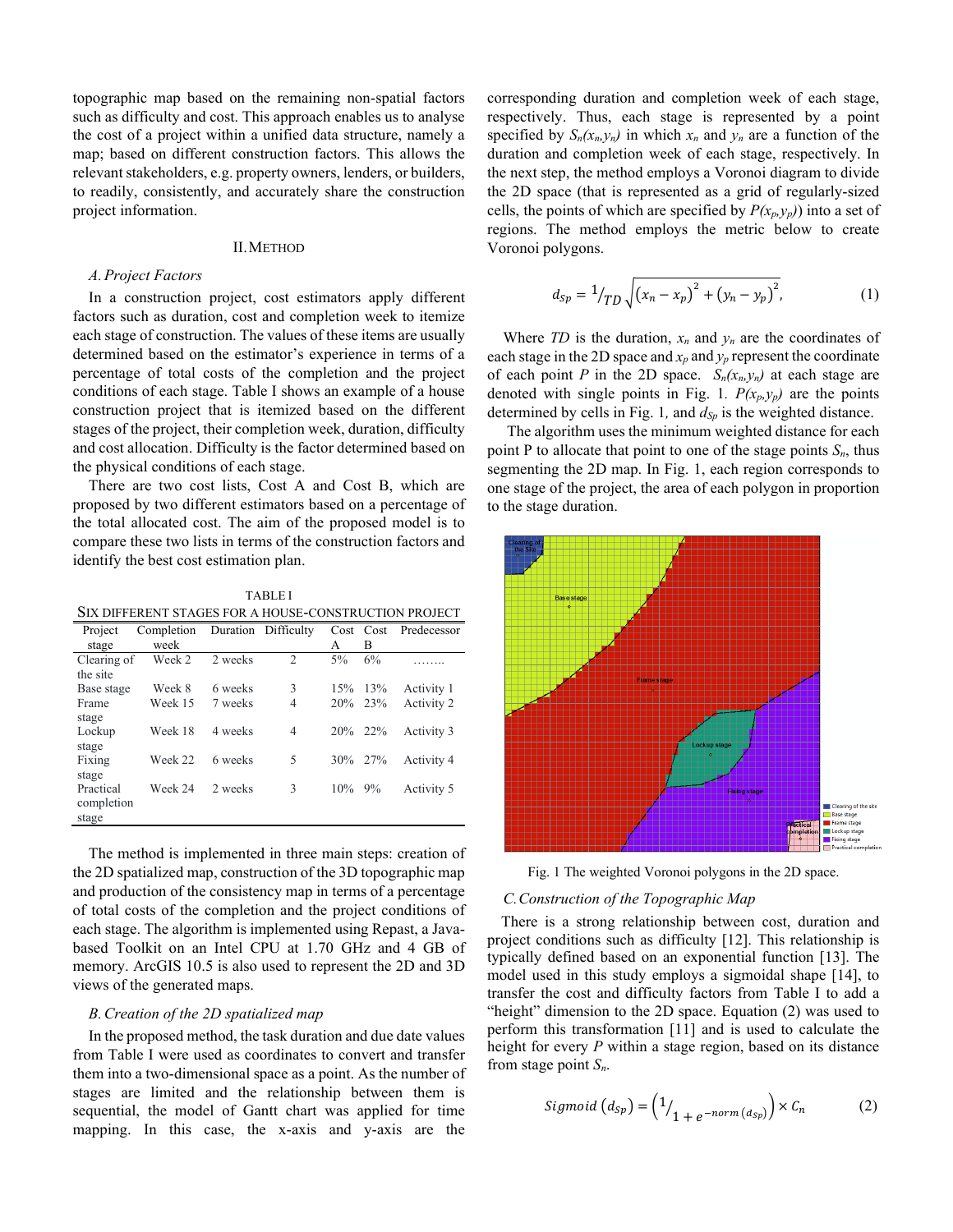topographic map based on the remaining non-spatial factors such as difficulty and cost. This approach enables us to analyse the cost of a project within a unified data structure, namely a map; based on different construction factors. This allows the relevant stakeholders, e.g. property owners, lenders, or builders, to readily, consistently, and accurately share the construction project information.

## II. Method

### *A. Project Factors*

In a construction project, cost estimators apply different factors such as duration, cost and completion week to itemize each stage of construction. The values of these items are usually determined based on the estimator's experience in terms of a percentage of total costs of the completion and the project conditions of each stage. Table I shows an example of a house construction project that is itemized based on the different stages of the project, their completion week, duration, difficulty and cost allocation. Difficulty is the factor determined based on the physical conditions of each stage.

There are two cost lists, Cost A and Cost B, which are proposed by two different estimators based on a percentage of the total allocated cost. The aim of the proposed model is to compare these two lists in terms of the construction factors and identify the best cost estimation plan.

TABLE I
SIX DIFFERENT STAGES FOR A HOUSE-CONSTRUCTION PROJECT

| Project stage | Completion week | Duration | Difficulty | Cost A | Cost B | Predecessor |
|---|---|---|---|---|---|---|
| Clearing of the site | Week 2 | 2 weeks | 2 | 5% | 6% | …….. |
| Base stage | Week 8 | 6 weeks | 3 | 15% | 13% | Activity 1 |
| Frame stage | Week 15 | 7 weeks | 4 | 20% | 23% | Activity 2 |
| Lockup stage | Week 18 | 4 weeks | 4 | 20% | 22% | Activity 3 |
| Fixing stage | Week 22 | 6 weeks | 5 | 30% | 27% | Activity 4 |
| Practical completion stage | Week 24 | 2 weeks | 3 | 10% | 9% | Activity 5 |

The method is implemented in three main steps: creation of the 2D spatialized map, construction of the 3D topographic map and production of the consistency map in terms of a percentage of total costs of the completion and the project conditions of each stage. The algorithm is implemented using Repast, a Java-based Toolkit on an Intel CPU at 1.70 GHz and 4 GB of memory. ArcGIS 10.5 is also used to represent the 2D and 3D views of the generated maps.

### *B. Creation of the 2D spatialized map*

In the proposed method, the task duration and due date values from Table I were used as coordinates to convert and transfer them into a two-dimensional space as a point. As the number of stages are limited and the relationship between them is sequential, the model of Gantt chart was applied for time mapping. In this case, the x-axis and y-axis are the corresponding duration and completion week of each stage, respectively. Thus, each stage is represented by a point specified by $S_n(x_n,y_n)$ in which $x_n$ and $y_n$ are a function of the duration and completion week of each stage, respectively. In the next step, the method employs a Voronoi diagram to divide the 2D space (that is represented as a grid of regularly-sized cells, the points of which are specified by $P(x_p,y_p)$) into a set of regions. The method employs the metric below to create Voronoi polygons.

$$d_{Sp} = {}^{1}/_{TD}\sqrt{\left(x_n - x_p\right)^2 + \left(y_n - y_p\right)^2}, \tag{1}$$

Where $TD$ is the duration, $x_n$ and $y_n$ are the coordinates of each stage in the 2D space and $x_p$ and $y_p$ represent the coordinate of each point $P$ in the 2D space. $S_n(x_n,y_n)$ at each stage are denoted with single points in Fig. 1. $P(x_p,y_p)$ are the points determined by cells in Fig. 1, and $d_{Sp}$ is the weighted distance.

The algorithm uses the minimum weighted distance for each point P to allocate that point to one of the stage points $S_n$, thus segmenting the 2D map. In Fig. 1, each region corresponds to one stage of the project, the area of each polygon in proportion to the stage duration.

Fig. 1 The weighted Voronoi polygons in the 2D space.

### *C. Construction of the Topographic Map*

There is a strong relationship between cost, duration and project conditions such as difficulty [12]. This relationship is typically defined based on an exponential function [13]. The model used in this study employs a sigmoidal shape [14], to transfer the cost and difficulty factors from Table I to add a "height" dimension to the 2D space. Equation (2) was used to perform this transformation [11] and is used to calculate the height for every $P$ within a stage region, based on its distance from stage point $S_n$.

$$Sigmoid\left(d_{Sp}\right) = \left({}^{1}/_{1 + e^{-norm\left(d_{Sp}\right)}}\right) \times C_n \tag{2}$$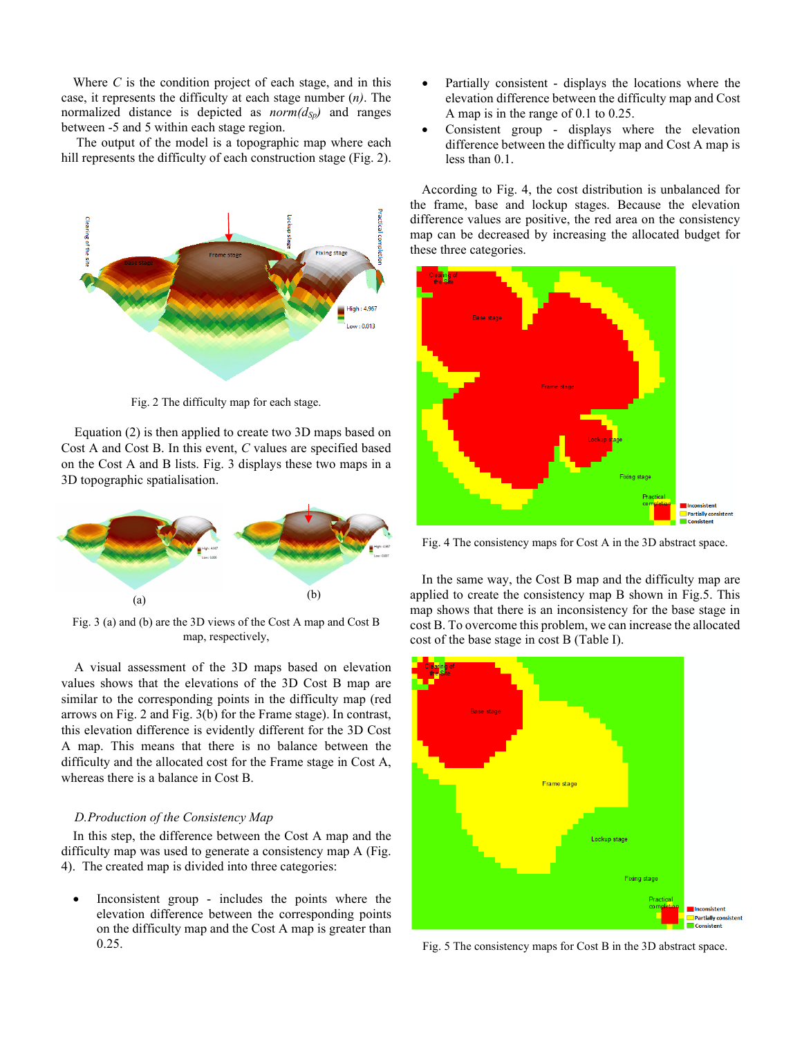Where $C$ is the condition project of each stage, and in this case, it represents the difficulty at each stage number ($n$). The normalized distance is depicted as $norm(d_{Sp})$ and ranges between -5 and 5 within each stage region.

The output of the model is a topographic map where each hill represents the difficulty of each construction stage (Fig. 2).

Fig. 2 The difficulty map for each stage.

Equation (2) is then applied to create two 3D maps based on Cost A and Cost B. In this event, $C$ values are specified based on the Cost A and B lists. Fig. 3 displays these two maps in a 3D topographic spatialisation.

Fig. 3 (a) and (b) are the 3D views of the Cost A map and Cost B map, respectively,

A visual assessment of the 3D maps based on elevation values shows that the elevations of the 3D Cost B map are similar to the corresponding points in the difficulty map (red arrows on Fig. 2 and Fig. 3(b) for the Frame stage). In contrast, this elevation difference is evidently different for the 3D Cost A map. This means that there is no balance between the difficulty and the allocated cost for the Frame stage in Cost A, whereas there is a balance in Cost B.

### *D. Production of the Consistency Map*

In this step, the difference between the Cost A map and the difficulty map was used to generate a consistency map A (Fig. 4). The created map is divided into three categories:

- Inconsistent group - includes the points where the elevation difference between the corresponding points on the difficulty map and the Cost A map is greater than 0.25.
- Partially consistent - displays the locations where the elevation difference between the difficulty map and Cost A map is in the range of 0.1 to 0.25.
- Consistent group - displays where the elevation difference between the difficulty map and Cost A map is less than 0.1.

According to Fig. 4, the cost distribution is unbalanced for the frame, base and lockup stages. Because the elevation difference values are positive, the red area on the consistency map can be decreased by increasing the allocated budget for these three categories.

Fig. 4 The consistency maps for Cost A in the 3D abstract space.

In the same way, the Cost B map and the difficulty map are applied to create the consistency map B shown in Fig.5. This map shows that there is an inconsistency for the base stage in cost B. To overcome this problem, we can increase the allocated cost of the base stage in cost B (Table I).

Fig. 5 The consistency maps for Cost B in the 3D abstract space.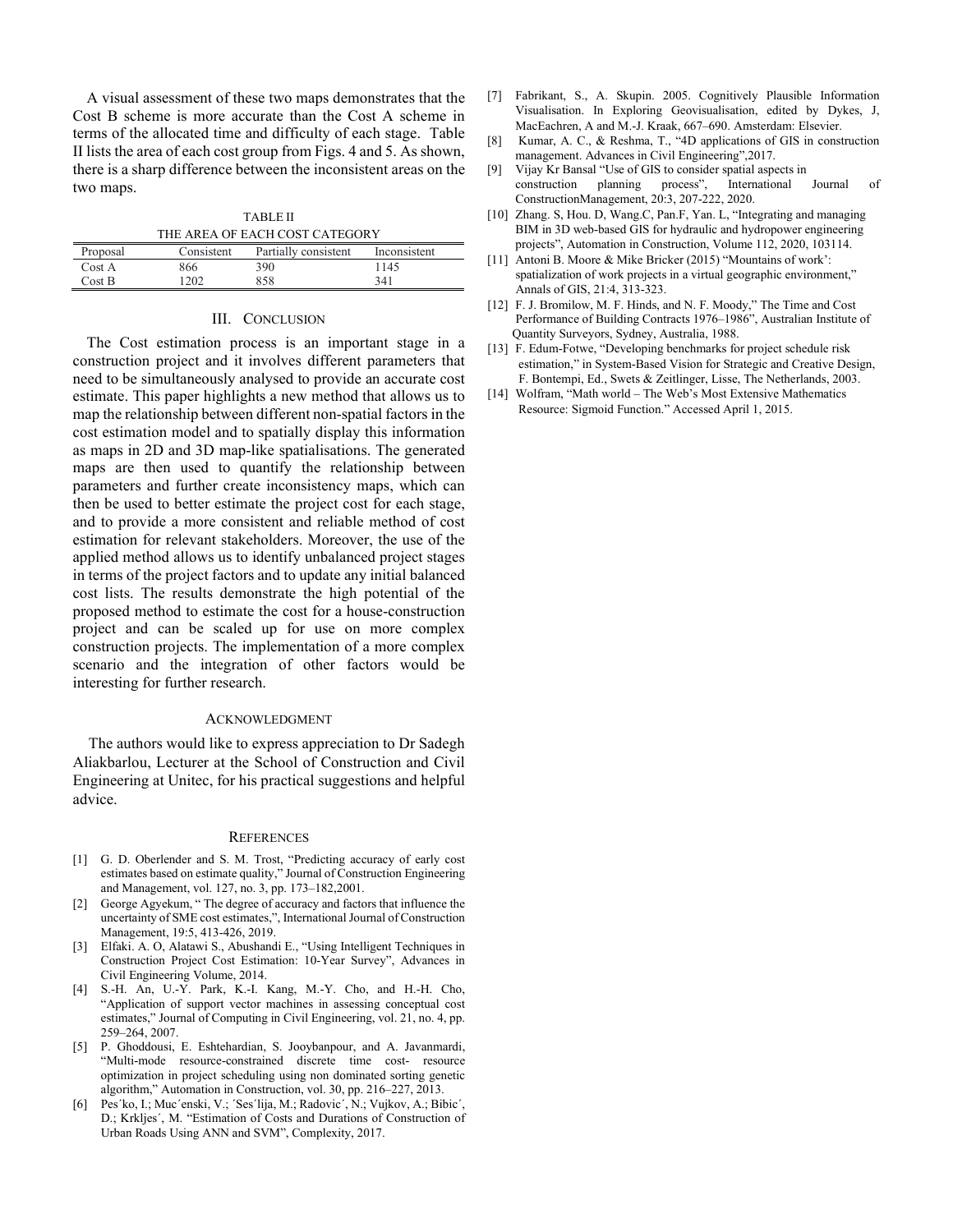A visual assessment of these two maps demonstrates that the Cost B scheme is more accurate than the Cost A scheme in terms of the allocated time and difficulty of each stage. Table II lists the area of each cost group from Figs. 4 and 5. As shown, there is a sharp difference between the inconsistent areas on the two maps.

TABLE II
THE AREA OF EACH COST CATEGORY

| Proposal | Consistent | Partially consistent | Inconsistent |
|---|---|---|---|
| Cost A | 866 | 390 | 1145 |
| Cost B | 1202 | 858 | 341 |

## III. Conclusion

The Cost estimation process is an important stage in a construction project and it involves different parameters that need to be simultaneously analysed to provide an accurate cost estimate. This paper highlights a new method that allows us to map the relationship between different non-spatial factors in the cost estimation model and to spatially display this information as maps in 2D and 3D map-like spatialisations. The generated maps are then used to quantify the relationship between parameters and further create inconsistency maps, which can then be used to better estimate the project cost for each stage, and to provide a more consistent and reliable method of cost estimation for relevant stakeholders. Moreover, the use of the applied method allows us to identify unbalanced project stages in terms of the project factors and to update any initial balanced cost lists. The results demonstrate the high potential of the proposed method to estimate the cost for a house-construction project and can be scaled up for use on more complex construction projects. The implementation of a more complex scenario and the integration of other factors would be interesting for further research.

## Acknowledgment

The authors would like to express appreciation to Dr Sadegh Aliakbarlou, Lecturer at the School of Construction and Civil Engineering at Unitec, for his practical suggestions and helpful advice.

## References

[1] G. D. Oberlender and S. M. Trost, "Predicting accuracy of early cost estimates based on estimate quality," Journal of Construction Engineering and Management, vol. 127, no. 3, pp. 173–182,2001.

[2] George Agyekum, " The degree of accuracy and factors that influence the uncertainty of SME cost estimates,", International Journal of Construction Management, 19:5, 413-426, 2019.

[3] Elfaki. A. O, Alatawi S., Abushandi E., "Using Intelligent Techniques in Construction Project Cost Estimation: 10-Year Survey", Advances in Civil Engineering Volume, 2014.

[4] S.-H. An, U.-Y. Park, K.-I. Kang, M.-Y. Cho, and H.-H. Cho, "Application of support vector machines in assessing conceptual cost estimates," Journal of Computing in Civil Engineering, vol. 21, no. 4, pp. 259–264, 2007.

[5] P. Ghoddousi, E. Eshtehardian, S. Jooybanpour, and A. Javanmardi, "Multi-mode resource-constrained discrete time cost- resource optimization in project scheduling using non dominated sorting genetic algorithm," Automation in Construction, vol. 30, pp. 216–227, 2013.

[6] Pes´ko, I.; Muc´enski, V.; ´Ses´lija, M.; Radovic´, N.; Vujkov, A.; Bibic´, D.; Krkljes´, M. "Estimation of Costs and Durations of Construction of Urban Roads Using ANN and SVM", Complexity, 2017.

[7] Fabrikant, S., A. Skupin. 2005. Cognitively Plausible Information Visualisation. In Exploring Geovisualisation, edited by Dykes, J, MacEachren, A and M.-J. Kraak, 667–690. Amsterdam: Elsevier.

[8] Kumar, A. C., & Reshma, T., "4D applications of GIS in construction management. Advances in Civil Engineering",2017.

[9] Vijay Kr Bansal "Use of GIS to consider spatial aspects in construction planning process", International Journal of ConstructionManagement, 20:3, 207-222, 2020.

[10] Zhang. S, Hou. D, Wang.C, Pan.F, Yan. L, "Integrating and managing BIM in 3D web-based GIS for hydraulic and hydropower engineering projects", Automation in Construction, Volume 112, 2020, 103114.

[11] Antoni B. Moore & Mike Bricker (2015) "Mountains of work': spatialization of work projects in a virtual geographic environment," Annals of GIS, 21:4, 313-323.

[12] F. J. Bromilow, M. F. Hinds, and N. F. Moody," The Time and Cost Performance of Building Contracts 1976–1986", Australian Institute of Quantity Surveyors, Sydney, Australia, 1988.

[13] F. Edum-Fotwe, "Developing benchmarks for project schedule risk estimation," in System-Based Vision for Strategic and Creative Design, F. Bontempi, Ed., Swets & Zeitlinger, Lisse, The Netherlands, 2003.

[14] Wolfram, "Math world – The Web's Most Extensive Mathematics Resource: Sigmoid Function." Accessed April 1, 2015.